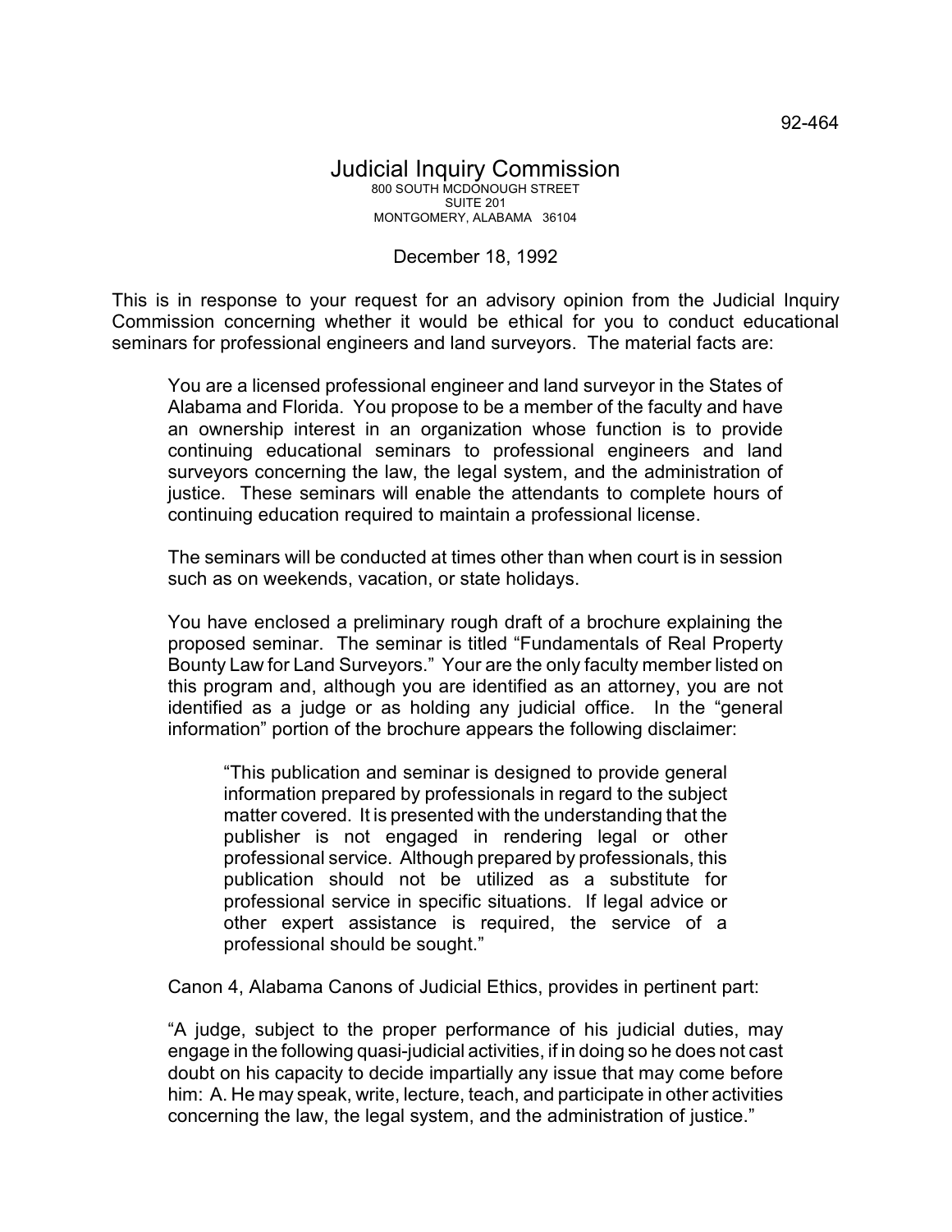92-464

# Judicial Inquiry Commission

800 SOUTH MCDONOUGH STREET
SUITE 201
MONTGOMERY, ALABAMA 36104

December 18, 1992

This is in response to your request for an advisory opinion from the Judicial Inquiry Commission concerning whether it would be ethical for you to conduct educational seminars for professional engineers and land surveyors. The material facts are:

> You are a licensed professional engineer and land surveyor in the States of Alabama and Florida. You propose to be a member of the faculty and have an ownership interest in an organization whose function is to provide continuing educational seminars to professional engineers and land surveyors concerning the law, the legal system, and the administration of justice. These seminars will enable the attendants to complete hours of continuing education required to maintain a professional license.
>
> The seminars will be conducted at times other than when court is in session such as on weekends, vacation, or state holidays.
>
> You have enclosed a preliminary rough draft of a brochure explaining the proposed seminar. The seminar is titled "Fundamentals of Real Property Bounty Law for Land Surveyors." Your are the only faculty member listed on this program and, although you are identified as an attorney, you are not identified as a judge or as holding any judicial office. In the "general information" portion of the brochure appears the following disclaimer:
>
> > "This publication and seminar is designed to provide general information prepared by professionals in regard to the subject matter covered. It is presented with the understanding that the publisher is not engaged in rendering legal or other professional service. Although prepared by professionals, this publication should not be utilized as a substitute for professional service in specific situations. If legal advice or other expert assistance is required, the service of a professional should be sought."
>
> Canon 4, Alabama Canons of Judicial Ethics, provides in pertinent part:
>
> "A judge, subject to the proper performance of his judicial duties, may engage in the following quasi-judicial activities, if in doing so he does not cast doubt on his capacity to decide impartially any issue that may come before him: A. He may speak, write, lecture, teach, and participate in other activities concerning the law, the legal system, and the administration of justice."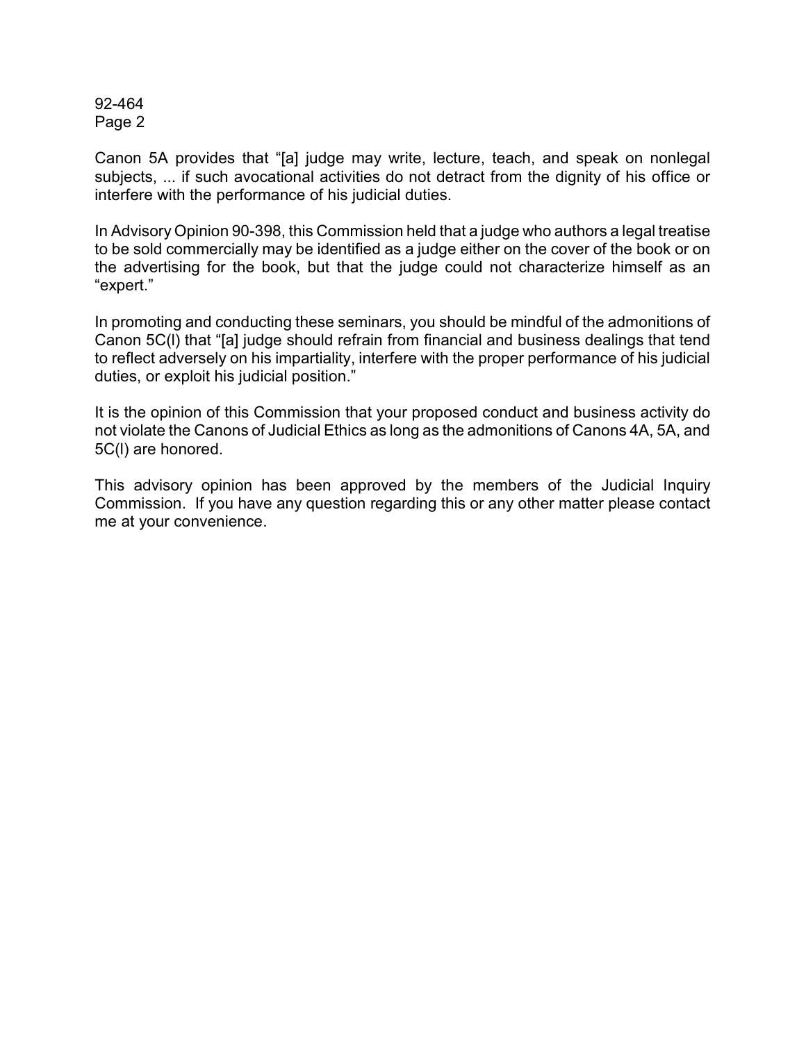Canon 5A provides that “[a] judge may write, lecture, teach, and speak on nonlegal subjects, ... if such avocational activities do not detract from the dignity of his office or interfere with the performance of his judicial duties.

In Advisory Opinion 90-398, this Commission held that a judge who authors a legal treatise to be sold commercially may be identified as a judge either on the cover of the book or on the advertising for the book, but that the judge could not characterize himself as an “expert.”

In promoting and conducting these seminars, you should be mindful of the admonitions of Canon 5C(l) that “[a] judge should refrain from financial and business dealings that tend to reflect adversely on his impartiality, interfere with the proper performance of his judicial duties, or exploit his judicial position.”

It is the opinion of this Commission that your proposed conduct and business activity do not violate the Canons of Judicial Ethics as long as the admonitions of Canons 4A, 5A, and 5C(l) are honored.

This advisory opinion has been approved by the members of the Judicial Inquiry Commission. If you have any question regarding this or any other matter please contact me at your convenience.